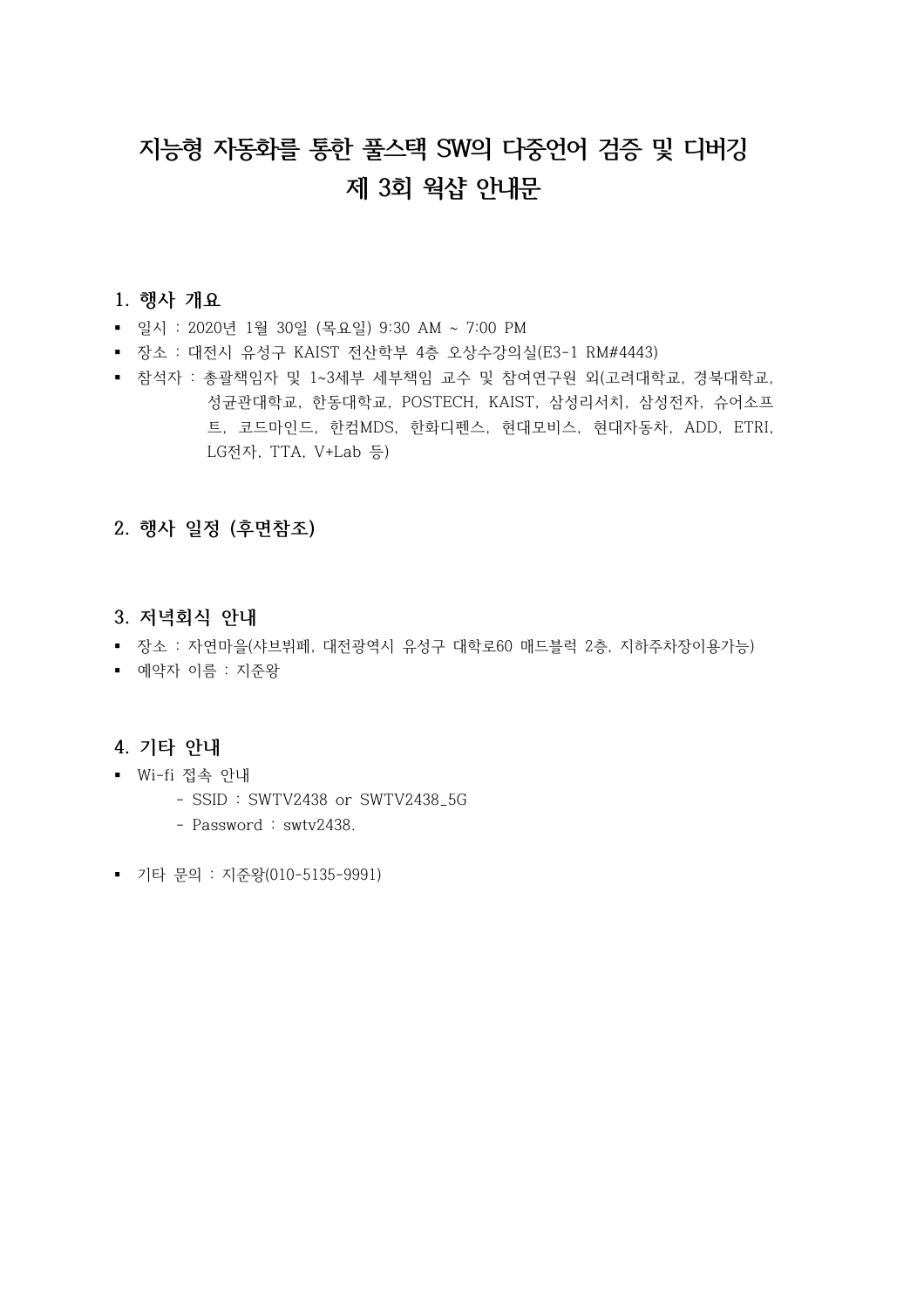# 지능형 자동화를 통한 풀스택 SW의 다중언어 검증 및 디버깅
# 제 3회 워샵 안내문

## 1. 행사 개요

- 일시 : 2020년 1월 30일 (목요일) 9:30 AM ~ 7:00 PM
- 장소 : 대전시 유성구 KAIST 전산학부 4층 오상수강의실(E3-1 RM#4443)
- 참석자 : 총괄책임자 및 1~3세부 세부책임 교수 및 참여연구원 외(고려대학교, 경북대학교, 성균관대학교, 한동대학교, POSTECH, KAIST, 삼성리서치, 삼성전자, 슈어소프트, 코드마인드, 한컴MDS, 한화디펜스, 현대모비스, 현대자동차, ADD, ETRI, LG전자, TTA, V+Lab 등)

## 2. 행사 일정 (후면참조)

## 3. 저녁회식 안내

- 장소 : 자연마을(샤브뷔페, 대전광역시 유성구 대학로60 매드블럭 2층, 지하주차장이용가능)
- 예약자 이름 : 지준왕

## 4. 기타 안내

- Wi-fi 접속 안내
  - SSID : SWTV2438 or SWTV2438_5G
  - Password : swtv2438.
- 기타 문의 : 지준왕(010-5135-9991)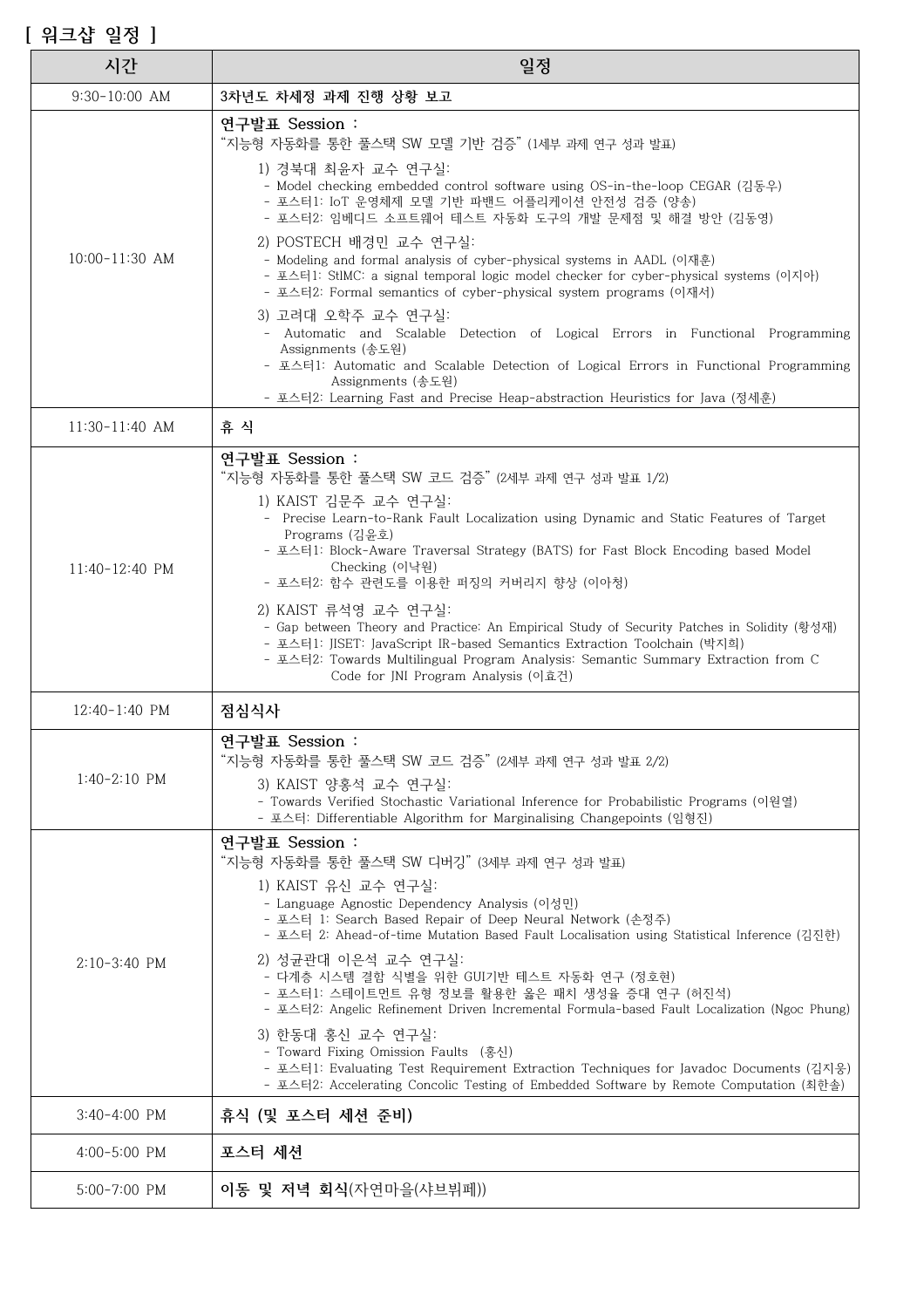**[ 워크샵 일정 ]**

| 시간 | 일정 |
|---|---|
| 9:30-10:00 AM | **3차년도 차세정 과제 진행 상황 보고** |
| 10:00-11:30 AM | **연구발표 Session :**<br>“지능형 자동화를 통한 풀스택 SW 모델 기반 검증” (1세부 과제 연구 성과 발표)<br>1) 경북대 최윤자 교수 연구실:<br>- Model checking embedded control software using OS-in-the-loop CEGAR (김동우)<br>- 포스터1: IoT 운영체제 모델 기반 파밴드 어플리케이션 안전성 검증 (양송)<br>- 포스터2: 임베디드 소프트웨어 테스트 자동화 도구의 개발 문제점 및 해결 방안 (김동영)<br>2) POSTECH 배경민 교수 연구실:<br>- Modeling and formal analysis of cyber-physical systems in AADL (이재훈)<br>- 포스터1: StlMC: a signal temporal logic model checker for cyber-physical systems (이지아)<br>- 포스터2: Formal semantics of cyber-physical system programs (이재서)<br>3) 고려대 오학주 교수 연구실:<br>- Automatic and Scalable Detection of Logical Errors in Functional Programming Assignments (송도원)<br>- 포스터1: Automatic and Scalable Detection of Logical Errors in Functional Programming Assignments (송도원)<br>- 포스터2: Learning Fast and Precise Heap-abstraction Heuristics for Java (정세훈) |
| 11:30-11:40 AM | **휴 식** |
| 11:40-12:40 PM | **연구발표 Session :**<br>“지능형 자동화를 통한 풀스택 SW 코드 검증” (2세부 과제 연구 성과 발표 1/2)<br>1) KAIST 김문주 교수 연구실:<br>- Precise Learn-to-Rank Fault Localization using Dynamic and Static Features of Target Programs (김윤호)<br>- 포스터1: Block-Aware Traversal Strategy (BATS) for Fast Block Encoding based Model Checking (이낙원)<br>- 포스터2: 함수 관련도를 이용한 퍼징의 커버리지 향상 (이아청)<br>2) KAIST 류석영 교수 연구실:<br>- Gap between Theory and Practice: An Empirical Study of Security Patches in Solidity (황성재)<br>- 포스터1: JISET: JavaScript IR-based Semantics Extraction Toolchain (박지희)<br>- 포스터2: Towards Multilingual Program Analysis: Semantic Summary Extraction from C Code for JNI Program Analysis (이효건) |
| 12:40-1:40 PM | **점심식사** |
| 1:40-2:10 PM | **연구발표 Session :**<br>“지능형 자동화를 통한 풀스택 SW 코드 검증” (2세부 과제 연구 성과 발표 2/2)<br>3) KAIST 양홍석 교수 연구실:<br>- Towards Verified Stochastic Variational Inference for Probabilistic Programs (이원열)<br>- 포스터: Differentiable Algorithm for Marginalising Changepoints (임형진) |
| 2:10-3:40 PM | **연구발표 Session :**<br>“지능형 자동화를 통한 풀스택 SW 디버깅” (3세부 과제 연구 성과 발표)<br>1) KAIST 유신 교수 연구실:<br>- Language Agnostic Dependency Analysis (이성민)<br>- 포스터 1: Search Based Repair of Deep Neural Network (손정주)<br>- 포스터 2: Ahead-of-time Mutation Based Fault Localisation using Statistical Inference (김진한)<br>2) 성균관대 이은석 교수 연구실:<br>- 다계층 시스템 결함 식별을 위한 GUI기반 테스트 자동화 연구 (정호현)<br>- 포스터1: 스테이트먼트 유형 정보를 활용한 옳은 패치 생성율 증대 연구 (허진석)<br>- 포스터2: Angelic Refinement Driven Incremental Formula-based Fault Localization (Ngoc Phung)<br>3) 한동대 홍신 교수 연구실:<br>- Toward Fixing Omission Faults (홍신)<br>- 포스터1: Evaluating Test Requirement Extraction Techniques for Javadoc Documents (김지웅)<br>- 포스터2: Accelerating Concolic Testing of Embedded Software by Remote Computation (최한솔) |
| 3:40-4:00 PM | **휴식 (및 포스터 세션 준비)** |
| 4:00-5:00 PM | **포스터 세션** |
| 5:00-7:00 PM | **이동 및 저녁 회식**(자연마을(샤브뷔페)) |